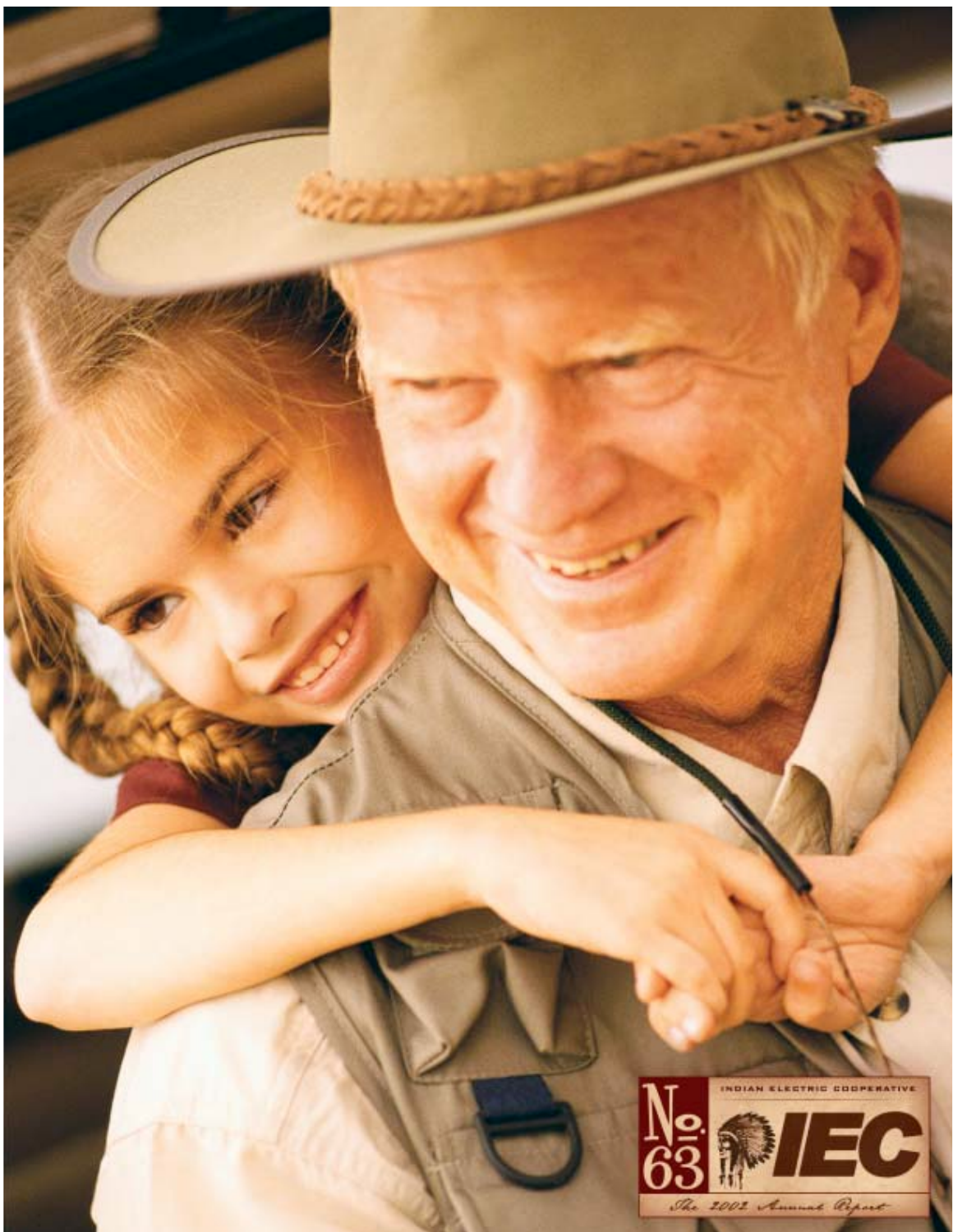INDIAN ELECTRIC COOPERATIVE

No. 63

IEC

The 2002 Annual Report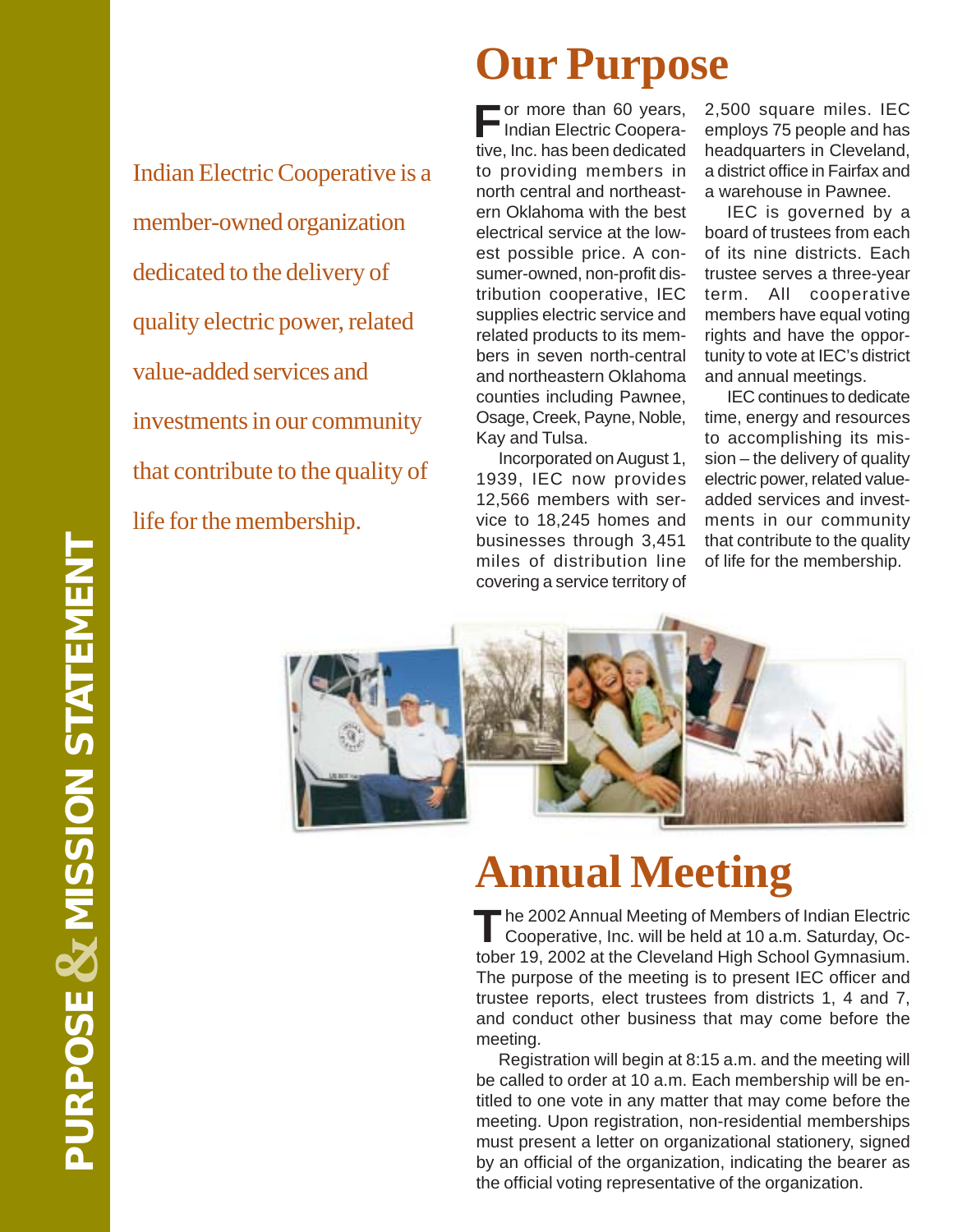# PURPOSE & MISSION STATEMENT

Indian Electric Cooperative is a member-owned organization dedicated to the delivery of quality electric power, related value-added services and investments in our community that contribute to the quality of life for the membership.

## Our Purpose

For more than 60 years, Indian Electric Cooperative, Inc. has been dedicated to providing members in north central and northeastern Oklahoma with the best electrical service at the lowest possible price. A consumer-owned, non-profit distribution cooperative, IEC supplies electric service and related products to its members in seven north-central and northeastern Oklahoma counties including Pawnee, Osage, Creek, Payne, Noble, Kay and Tulsa.

Incorporated on August 1, 1939, IEC now provides 12,566 members with service to 18,245 homes and businesses through 3,451 miles of distribution line covering a service territory of 2,500 square miles. IEC employs 75 people and has headquarters in Cleveland, a district office in Fairfax and a warehouse in Pawnee.

IEC is governed by a board of trustees from each of its nine districts. Each trustee serves a three-year term. All cooperative members have equal voting rights and have the opportunity to vote at IEC's district and annual meetings.

IEC continues to dedicate time, energy and resources to accomplishing its mission – the delivery of quality electric power, related value-added services and investments in our community that contribute to the quality of life for the membership.

## Annual Meeting

The 2002 Annual Meeting of Members of Indian Electric Cooperative, Inc. will be held at 10 a.m. Saturday, October 19, 2002 at the Cleveland High School Gymnasium. The purpose of the meeting is to present IEC officer and trustee reports, elect trustees from districts 1, 4 and 7, and conduct other business that may come before the meeting.

Registration will begin at 8:15 a.m. and the meeting will be called to order at 10 a.m. Each membership will be entitled to one vote in any matter that may come before the meeting. Upon registration, non-residential memberships must present a letter on organizational stationery, signed by an official of the organization, indicating the bearer as the official voting representative of the organization.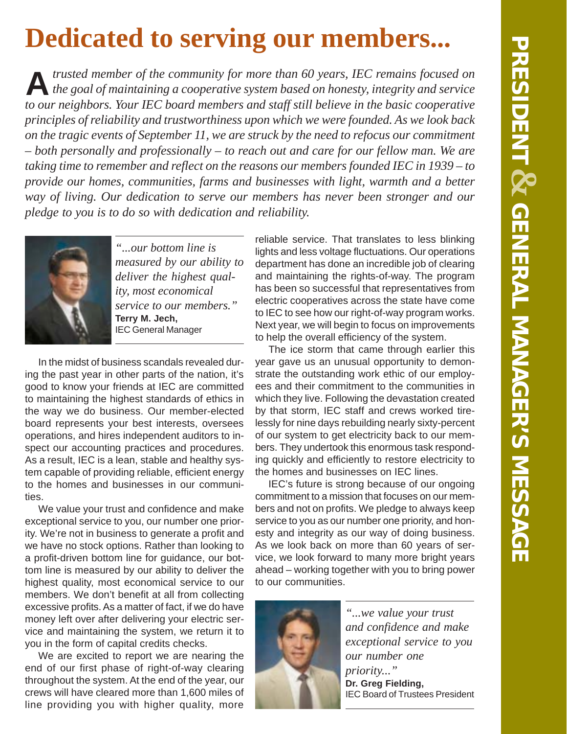# Dedicated to serving our members...

*A trusted member of the community for more than 60 years, IEC remains focused on the goal of maintaining a cooperative system based on honesty, integrity and service to our neighbors. Your IEC board members and staff still believe in the basic cooperative principles of reliability and trustworthiness upon which we were founded. As we look back on the tragic events of September 11, we are struck by the need to refocus our commitment – both personally and professionally – to reach out and care for our fellow man. We are taking time to remember and reflect on the reasons our members founded IEC in 1939 – to provide our homes, communities, farms and businesses with light, warmth and a better way of living. Our dedication to serve our members has never been stronger and our pledge to you is to do so with dedication and reliability.*

*"...our bottom line is measured by our ability to deliver the highest quality, most economical service to our members."*
**Terry M. Jech,**
IEC General Manager

In the midst of business scandals revealed during the past year in other parts of the nation, it's good to know your friends at IEC are committed to maintaining the highest standards of ethics in the way we do business. Our member-elected board represents your best interests, oversees operations, and hires independent auditors to inspect our accounting practices and procedures. As a result, IEC is a lean, stable and healthy system capable of providing reliable, efficient energy to the homes and businesses in our communities.

We value your trust and confidence and make exceptional service to you, our number one priority. We're not in business to generate a profit and we have no stock options. Rather than looking to a profit-driven bottom line for guidance, our bottom line is measured by our ability to deliver the highest quality, most economical service to our members. We don't benefit at all from collecting excessive profits. As a matter of fact, if we do have money left over after delivering your electric service and maintaining the system, we return it to you in the form of capital credits checks.

We are excited to report we are nearing the end of our first phase of right-of-way clearing throughout the system. At the end of the year, our crews will have cleared more than 1,600 miles of line providing you with higher quality, more reliable service. That translates to less blinking lights and less voltage fluctuations. Our operations department has done an incredible job of clearing and maintaining the rights-of-way. The program has been so successful that representatives from electric cooperatives across the state have come to IEC to see how our right-of-way program works. Next year, we will begin to focus on improvements to help the overall efficiency of the system.

The ice storm that came through earlier this year gave us an unusual opportunity to demonstrate the outstanding work ethic of our employees and their commitment to the communities in which they live. Following the devastation created by that storm, IEC staff and crews worked tirelessly for nine days rebuilding nearly sixty-percent of our system to get electricity back to our members. They undertook this enormous task responding quickly and efficiently to restore electricity to the homes and businesses on IEC lines.

IEC's future is strong because of our ongoing commitment to a mission that focuses on our members and not on profits. We pledge to always keep service to you as our number one priority, and honesty and integrity as our way of doing business. As we look back on more than 60 years of service, we look forward to many more bright years ahead – working together with you to bring power to our communities.

*"...we value your trust and confidence and make exceptional service to you our number one priority..."*
**Dr. Greg Fielding,**
IEC Board of Trustees President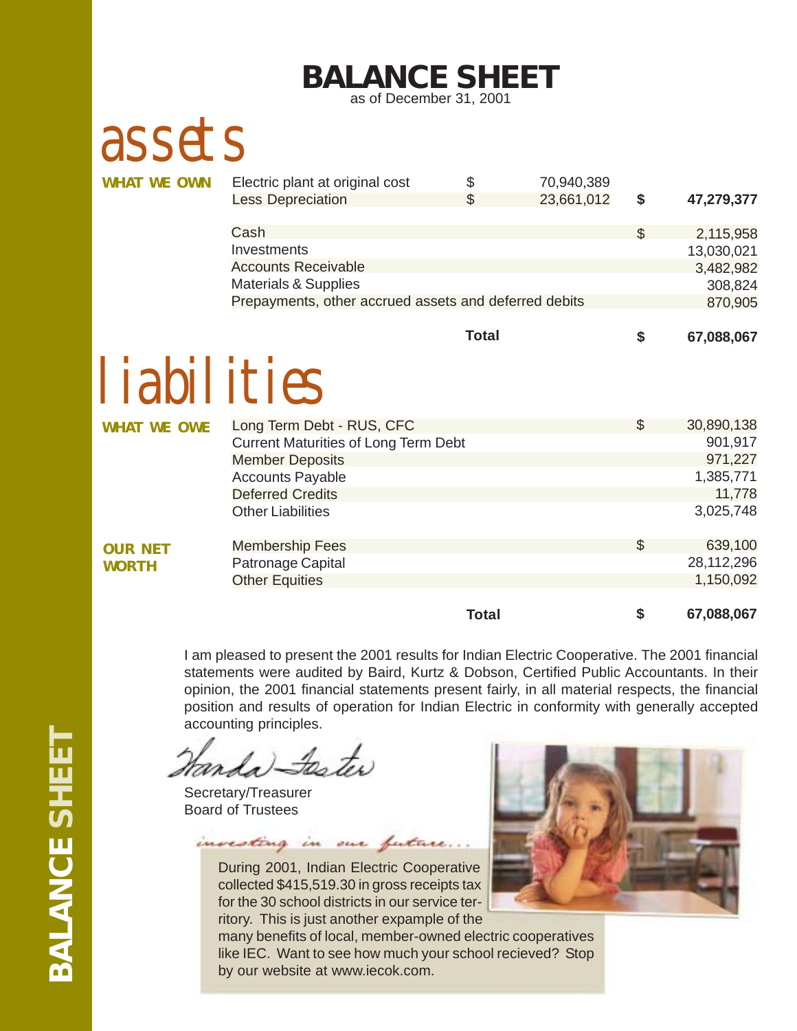# BALANCE SHEET

as of December 31, 2001

## assets

**WHAT WE OWN**

| | | | | |
|---|---|---|---|---|
| Electric plant at original cost | $ | 70,940,389 | | |
| Less Depreciation | $ | 23,661,012 | **$** | **47,279,377** |
| Cash | | | $ | 2,115,958 |
| Investments | | | | 13,030,021 |
| Accounts Receivable | | | | 3,482,982 |
| Materials & Supplies | | | | 308,824 |
| Prepayments, other accrued assets and deferred debits | | | | 870,905 |
| **Total** | | | **$** | **67,088,067** |

## liabilities

**WHAT WE OWE**

| | | |
|---|---|---|
| Long Term Debt - RUS, CFC | $ | 30,890,138 |
| Current Maturities of Long Term Debt | | 901,917 |
| Member Deposits | | 971,227 |
| Accounts Payable | | 1,385,771 |
| Deferred Credits | | 11,778 |
| Other Liabilities | | 3,025,748 |

**OUR NET WORTH**

| | | |
|---|---|---|
| Membership Fees | $ | 639,100 |
| Patronage Capital | | 28,112,296 |
| Other Equities | | 1,150,092 |
| **Total** | **$** | **67,088,067** |

I am pleased to present the 2001 results for Indian Electric Cooperative. The 2001 financial statements were audited by Baird, Kurtz & Dobson, Certified Public Accountants. In their opinion, the 2001 financial statements present fairly, in all material respects, the financial position and results of operation for Indian Electric in conformity with generally accepted accounting principles.

Wanda Foster

Secretary/Treasurer
Board of Trustees

*investing in our future...*

During 2001, Indian Electric Cooperative collected $415,519.30 in gross receipts tax for the 30 school districts in our service territory. This is just another expample of the many benefits of local, member-owned electric cooperatives like IEC. Want to see how much your school recieved? Stop by our website at www.iecok.com.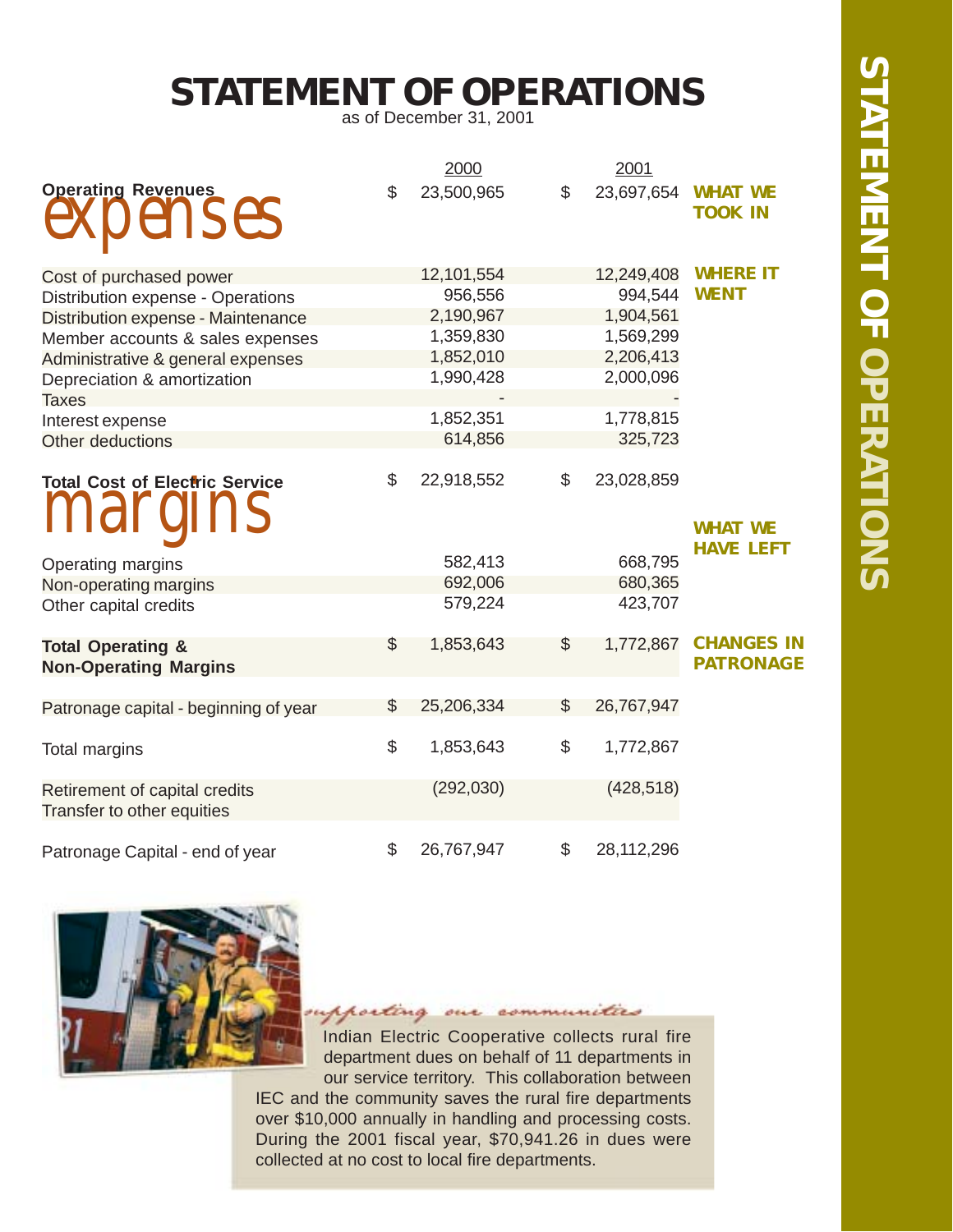# STATEMENT OF OPERATIONS

as of December 31, 2001

| | | 2000 | | 2001 | |
|---|---|---|---|---|---|
| **Operating Revenues** | $ | 23,500,965 | $ | 23,697,654 | **WHAT WE TOOK IN** |
| **expenses** | | | | | |
| Cost of purchased power | | 12,101,554 | | 12,249,408 | **WHERE IT WENT** |
| Distribution expense - Operations | | 956,556 | | 994,544 | |
| Distribution expense - Maintenance | | 2,190,967 | | 1,904,561 | |
| Member accounts & sales expenses | | 1,359,830 | | 1,569,299 | |
| Administrative & general expenses | | 1,852,010 | | 2,206,413 | |
| Depreciation & amortization | | 1,990,428 | | 2,000,096 | |
| Taxes | | - | | - | |
| Interest expense | | 1,852,351 | | 1,778,815 | |
| Other deductions | | 614,856 | | 325,723 | |
| **Total Cost of Electric Service** | $ | 22,918,552 | $ | 23,028,859 | |
| **margins** | | | | | **WHAT WE HAVE LEFT** |
| Operating margins | | 582,413 | | 668,795 | |
| Non-operating margins | | 692,006 | | 680,365 | |
| Other capital credits | | 579,224 | | 423,707 | |
| **Total Operating & Non-Operating Margins** | $ | 1,853,643 | $ | 1,772,867 | **CHANGES IN PATRONAGE** |
| Patronage capital - beginning of year | $ | 25,206,334 | $ | 26,767,947 | |
| Total margins | $ | 1,853,643 | $ | 1,772,867 | |
| Retirement of capital credits<br>Transfer to other equities | | (292,030) | | (428,518) | |
| Patronage Capital - end of year | $ | 26,767,947 | $ | 28,112,296 | |

*supporting our communities*

Indian Electric Cooperative collects rural fire department dues on behalf of 11 departments in our service territory. This collaboration between IEC and the community saves the rural fire departments over $10,000 annually in handling and processing costs. During the 2001 fiscal year, $70,941.26 in dues were collected at no cost to local fire departments.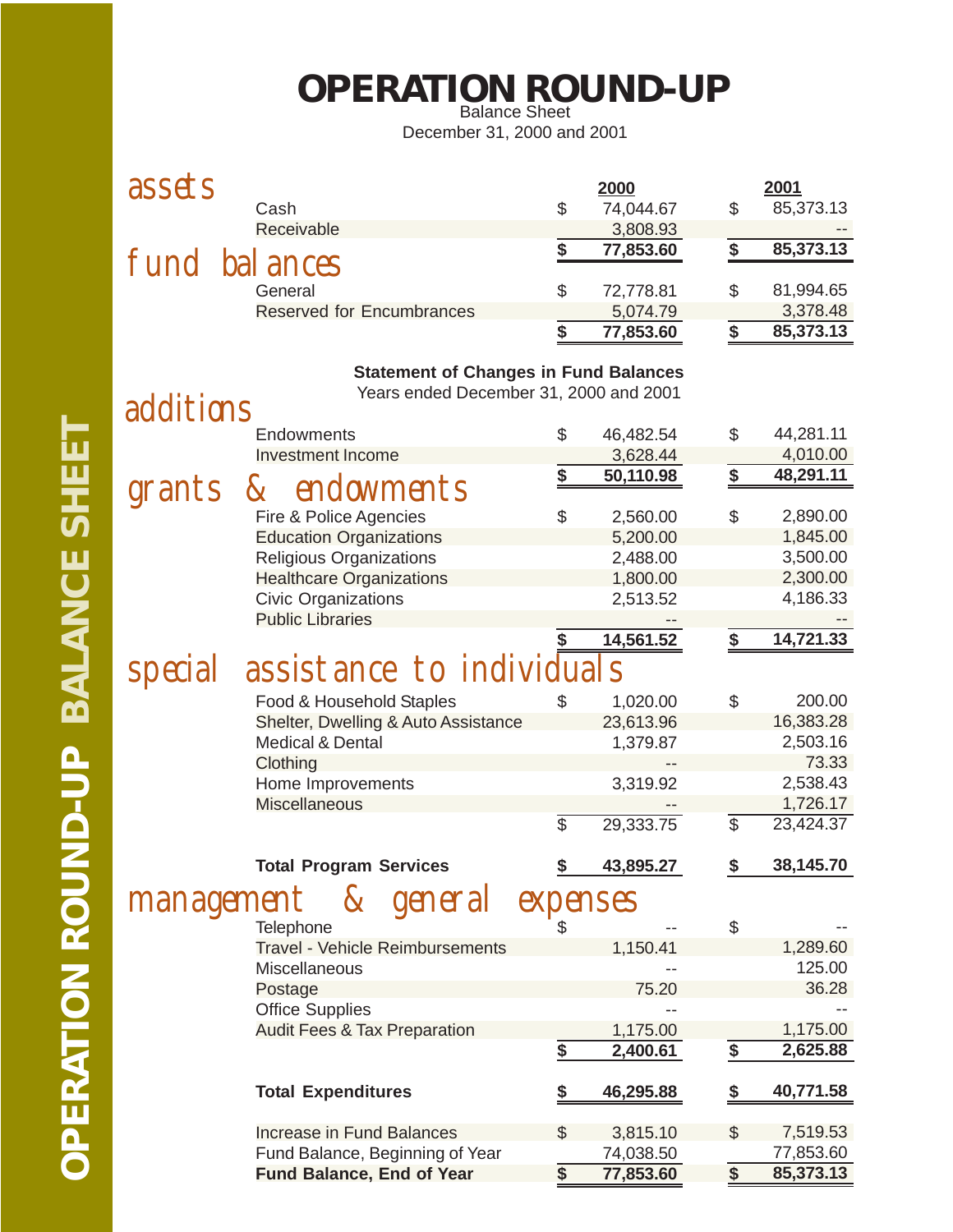# OPERATION ROUND-UP

Balance Sheet
December 31, 2000 and 2001

## assets

| | 2000 | 2001 |
|---|---|---|
| Cash | $ 74,044.67 | $ 85,373.13 |
| Receivable | 3,808.93 | -- |
| | **$ 77,853.60** | **$ 85,373.13** |

## fund balances

| | 2000 | 2001 |
|---|---|---|
| General | $ 72,778.81 | $ 81,994.65 |
| Reserved for Encumbrances | 5,074.79 | 3,378.48 |
| | **$ 77,853.60** | **$ 85,373.13** |

**Statement of Changes in Fund Balances**
Years ended December 31, 2000 and 2001

## additions

| | 2000 | 2001 |
|---|---|---|
| Endowments | $ 46,482.54 | $ 44,281.11 |
| Investment Income | 3,628.44 | 4,010.00 |
| | **$ 50,110.98** | **$ 48,291.11** |

## grants & endowments

| | 2000 | 2001 |
|---|---|---|
| Fire & Police Agencies | $ 2,560.00 | $ 2,890.00 |
| Education Organizations | 5,200.00 | 1,845.00 |
| Religious Organizations | 2,488.00 | 3,500.00 |
| Healthcare Organizations | 1,800.00 | 2,300.00 |
| Civic Organizations | 2,513.52 | 4,186.33 |
| Public Libraries | -- | -- |
| | **$ 14,561.52** | **$ 14,721.33** |

## special assistance to individuals

| | 2000 | 2001 |
|---|---|---|
| Food & Household Staples | $ 1,020.00 | $ 200.00 |
| Shelter, Dwelling & Auto Assistance | 23,613.96 | 16,383.28 |
| Medical & Dental | 1,379.87 | 2,503.16 |
| Clothing | -- | 73.33 |
| Home Improvements | 3,319.92 | 2,538.43 |
| Miscellaneous | -- | 1,726.17 |
| | $ 29,333.75 | $ 23,424.37 |
| **Total Program Services** | **$ 43,895.27** | **$ 38,145.70** |

## management & general expenses

| | 2000 | 2001 |
|---|---|---|
| Telephone | $ -- | $ -- |
| Travel - Vehicle Reimbursements | 1,150.41 | 1,289.60 |
| Miscellaneous | -- | 125.00 |
| Postage | 75.20 | 36.28 |
| Office Supplies | -- | -- |
| Audit Fees & Tax Preparation | 1,175.00 | 1,175.00 |
| | **$ 2,400.61** | **$ 2,625.88** |
| **Total Expenditures** | **$ 46,295.88** | **$ 40,771.58** |
| Increase in Fund Balances | $ 3,815.10 | $ 7,519.53 |
| Fund Balance, Beginning of Year | 74,038.50 | 77,853.60 |
| **Fund Balance, End of Year** | **$ 77,853.60** | **$ 85,373.13** |

OPERATION ROUND-UP BALANCE SHEET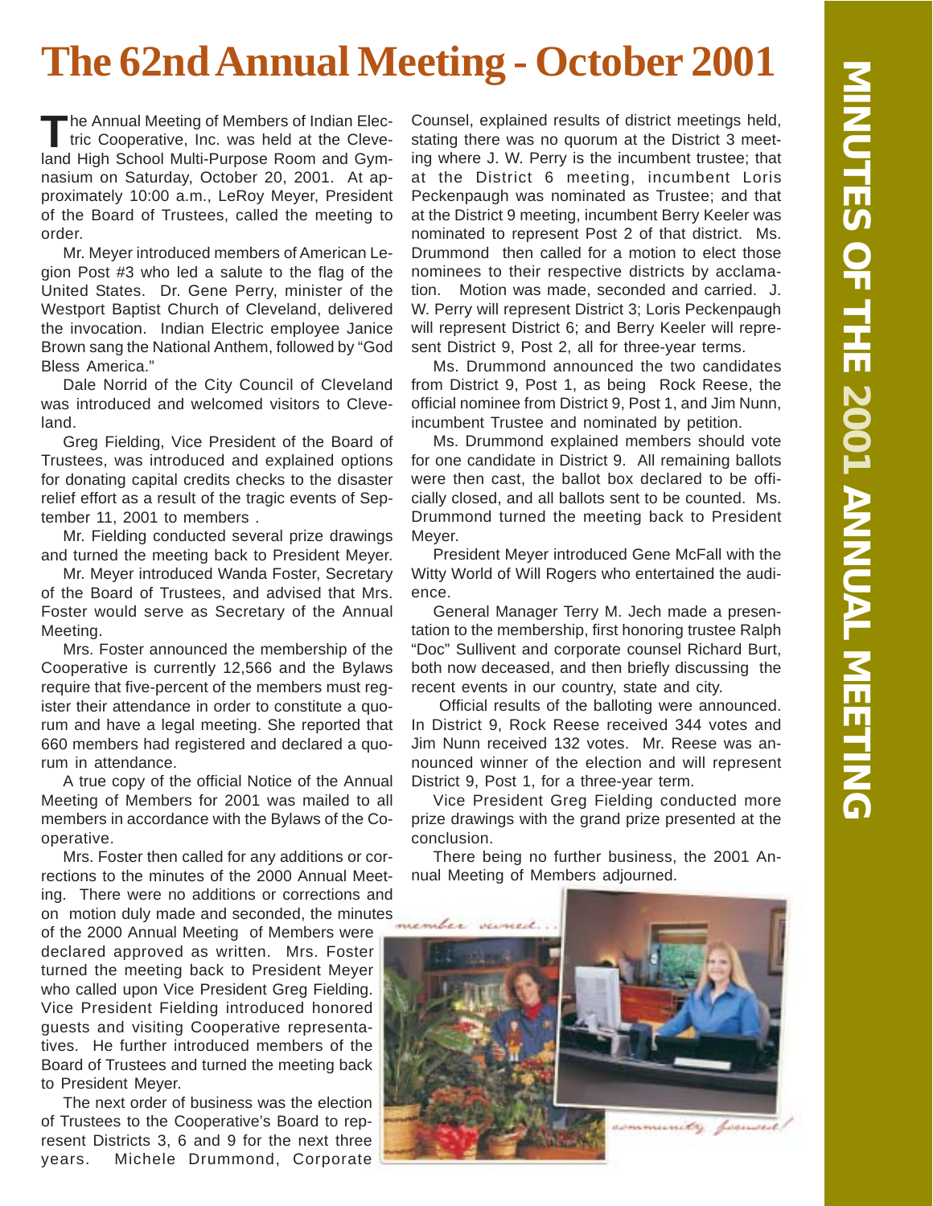# The 62nd Annual Meeting - October 2001

## MINUTES OF THE 2001 ANNUAL MEETING

The Annual Meeting of Members of Indian Electric Cooperative, Inc. was held at the Cleveland High School Multi-Purpose Room and Gymnasium on Saturday, October 20, 2001. At approximately 10:00 a.m., LeRoy Meyer, President of the Board of Trustees, called the meeting to order.

Mr. Meyer introduced members of American Legion Post #3 who led a salute to the flag of the United States. Dr. Gene Perry, minister of the Westport Baptist Church of Cleveland, delivered the invocation. Indian Electric employee Janice Brown sang the National Anthem, followed by "God Bless America."

Dale Norrid of the City Council of Cleveland was introduced and welcomed visitors to Cleveland.

Greg Fielding, Vice President of the Board of Trustees, was introduced and explained options for donating capital credits checks to the disaster relief effort as a result of the tragic events of September 11, 2001 to members .

Mr. Fielding conducted several prize drawings and turned the meeting back to President Meyer.

Mr. Meyer introduced Wanda Foster, Secretary of the Board of Trustees, and advised that Mrs. Foster would serve as Secretary of the Annual Meeting.

Mrs. Foster announced the membership of the Cooperative is currently 12,566 and the Bylaws require that five-percent of the members must register their attendance in order to constitute a quorum and have a legal meeting. She reported that 660 members had registered and declared a quorum in attendance.

A true copy of the official Notice of the Annual Meeting of Members for 2001 was mailed to all members in accordance with the Bylaws of the Cooperative.

Mrs. Foster then called for any additions or corrections to the minutes of the 2000 Annual Meeting. There were no additions or corrections and on motion duly made and seconded, the minutes of the 2000 Annual Meeting of Members were declared approved as written. Mrs. Foster turned the meeting back to President Meyer who called upon Vice President Greg Fielding. Vice President Fielding introduced honored guests and visiting Cooperative representatives. He further introduced members of the Board of Trustees and turned the meeting back to President Meyer.

The next order of business was the election of Trustees to the Cooperative's Board to represent Districts 3, 6 and 9 for the next three years. Michele Drummond, Corporate Counsel, explained results of district meetings held, stating there was no quorum at the District 3 meeting where J. W. Perry is the incumbent trustee; that at the District 6 meeting, incumbent Loris Peckenpaugh was nominated as Trustee; and that at the District 9 meeting, incumbent Berry Keeler was nominated to represent Post 2 of that district. Ms. Drummond then called for a motion to elect those nominees to their respective districts by acclamation. Motion was made, seconded and carried. J. W. Perry will represent District 3; Loris Peckenpaugh will represent District 6; and Berry Keeler will represent District 9, Post 2, all for three-year terms.

Ms. Drummond announced the two candidates from District 9, Post 1, as being Rock Reese, the official nominee from District 9, Post 1, and Jim Nunn, incumbent Trustee and nominated by petition.

Ms. Drummond explained members should vote for one candidate in District 9. All remaining ballots were then cast, the ballot box declared to be officially closed, and all ballots sent to be counted. Ms. Drummond turned the meeting back to President Meyer.

President Meyer introduced Gene McFall with the Witty World of Will Rogers who entertained the audience.

General Manager Terry M. Jech made a presentation to the membership, first honoring trustee Ralph "Doc" Sullivent and corporate counsel Richard Burt, both now deceased, and then briefly discussing the recent events in our country, state and city.

Official results of the balloting were announced. In District 9, Rock Reese received 344 votes and Jim Nunn received 132 votes. Mr. Reese was announced winner of the election and will represent District 9, Post 1, for a three-year term.

Vice President Greg Fielding conducted more prize drawings with the grand prize presented at the conclusion.

There being no further business, the 2001 Annual Meeting of Members adjourned.

*member owned...*

*community focused!*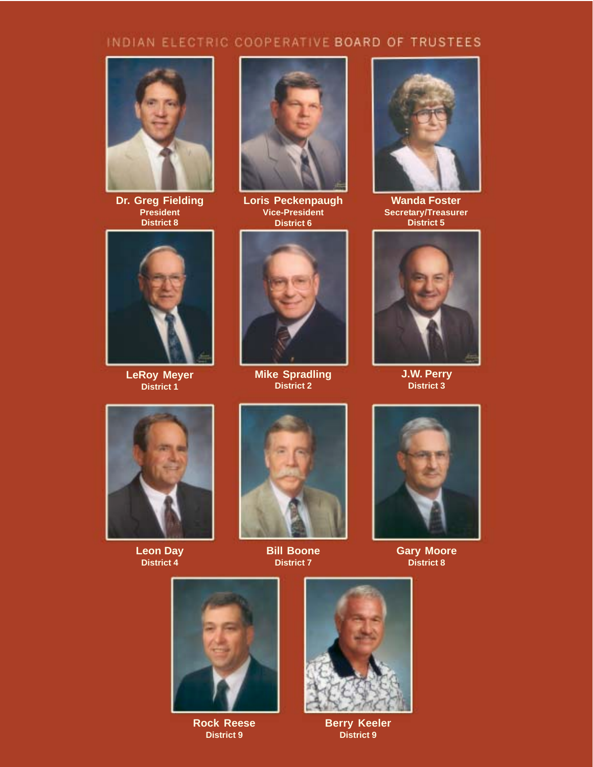# INDIAN ELECTRIC COOPERATIVE BOARD OF TRUSTEES

**Dr. Greg Fielding**
**President**
**District 8**

**Loris Peckenpaugh**
**Vice-President**
**District 6**

**Wanda Foster**
**Secretary/Treasurer**
**District 5**

**LeRoy Meyer**
**District 1**

**Mike Spradling**
**District 2**

**J.W. Perry**
**District 3**

**Leon Day**
**District 4**

**Bill Boone**
**District 7**

**Gary Moore**
**District 8**

**Rock Reese**
**District 9**

**Berry Keeler**
**District 9**